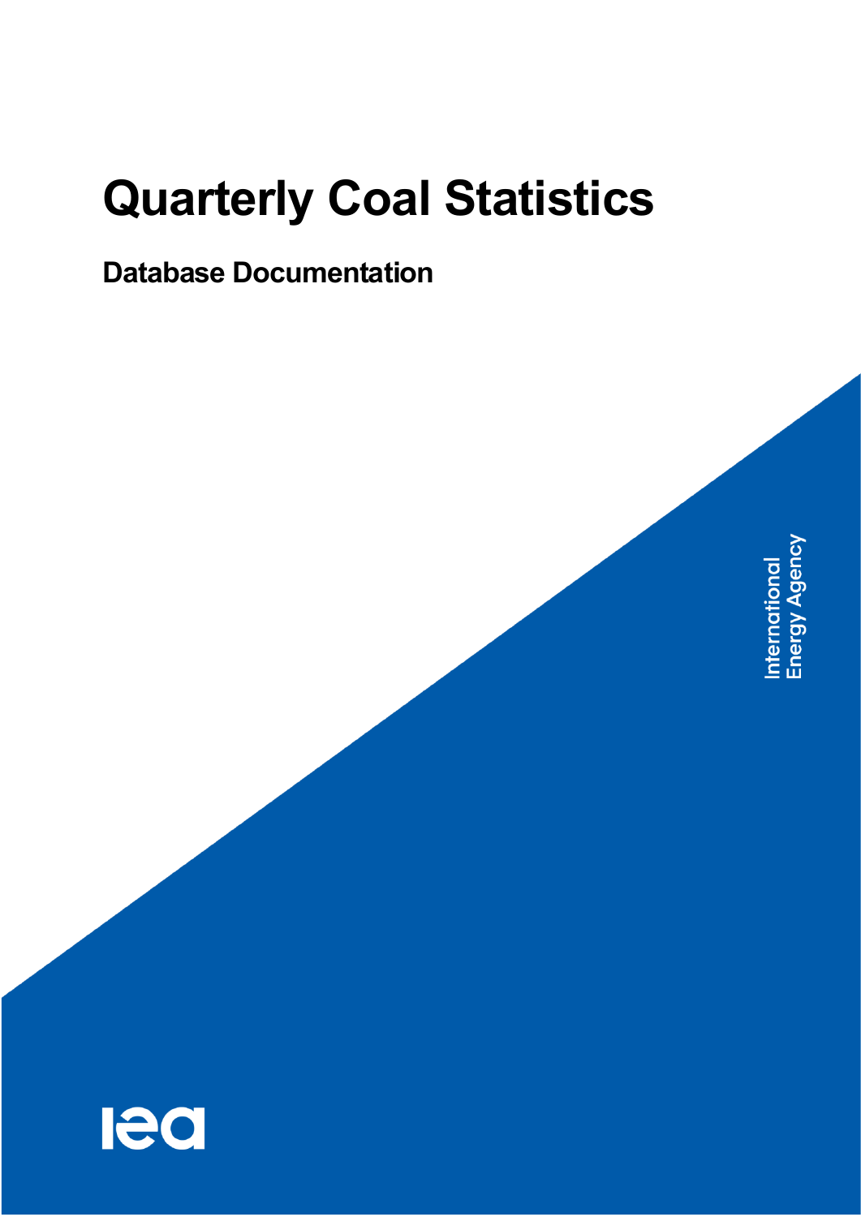# Quarterly Coal Statistics

## Database Documentation

International Energy Agency

iea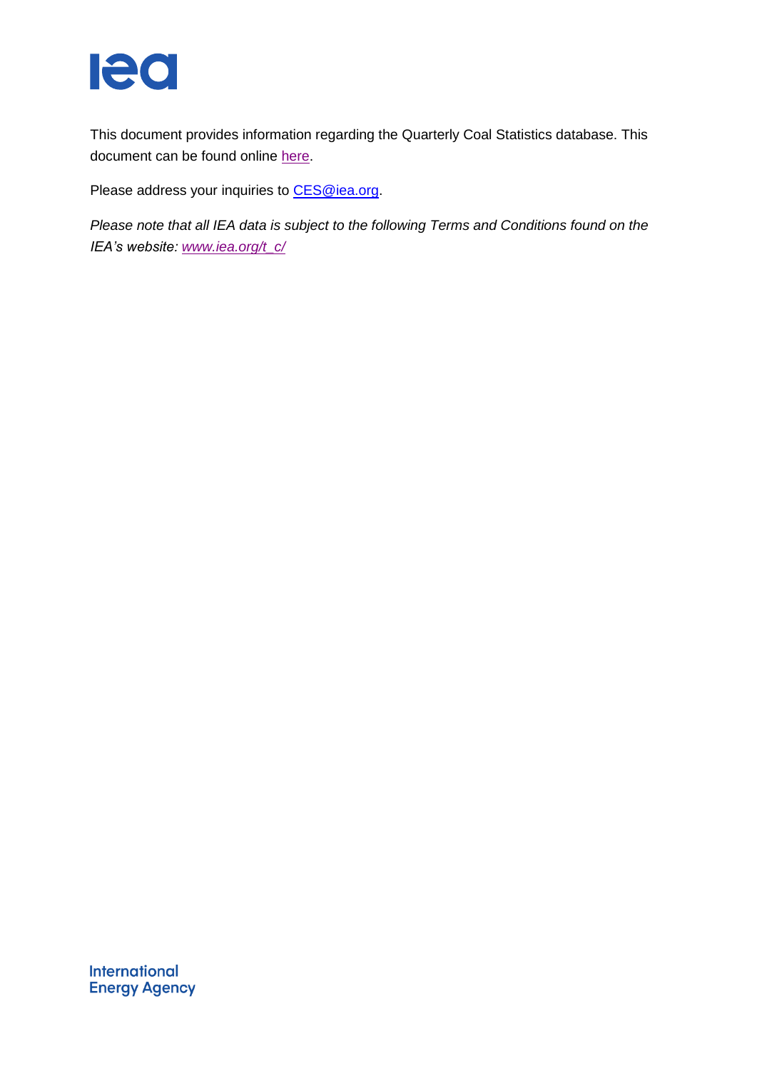This document provides information regarding the Quarterly Coal Statistics database. This document can be found online here.

Please address your inquiries to CES@iea.org.

*Please note that all IEA data is subject to the following Terms and Conditions found on the IEA's website: www.iea.org/t_c/*

International Energy Agency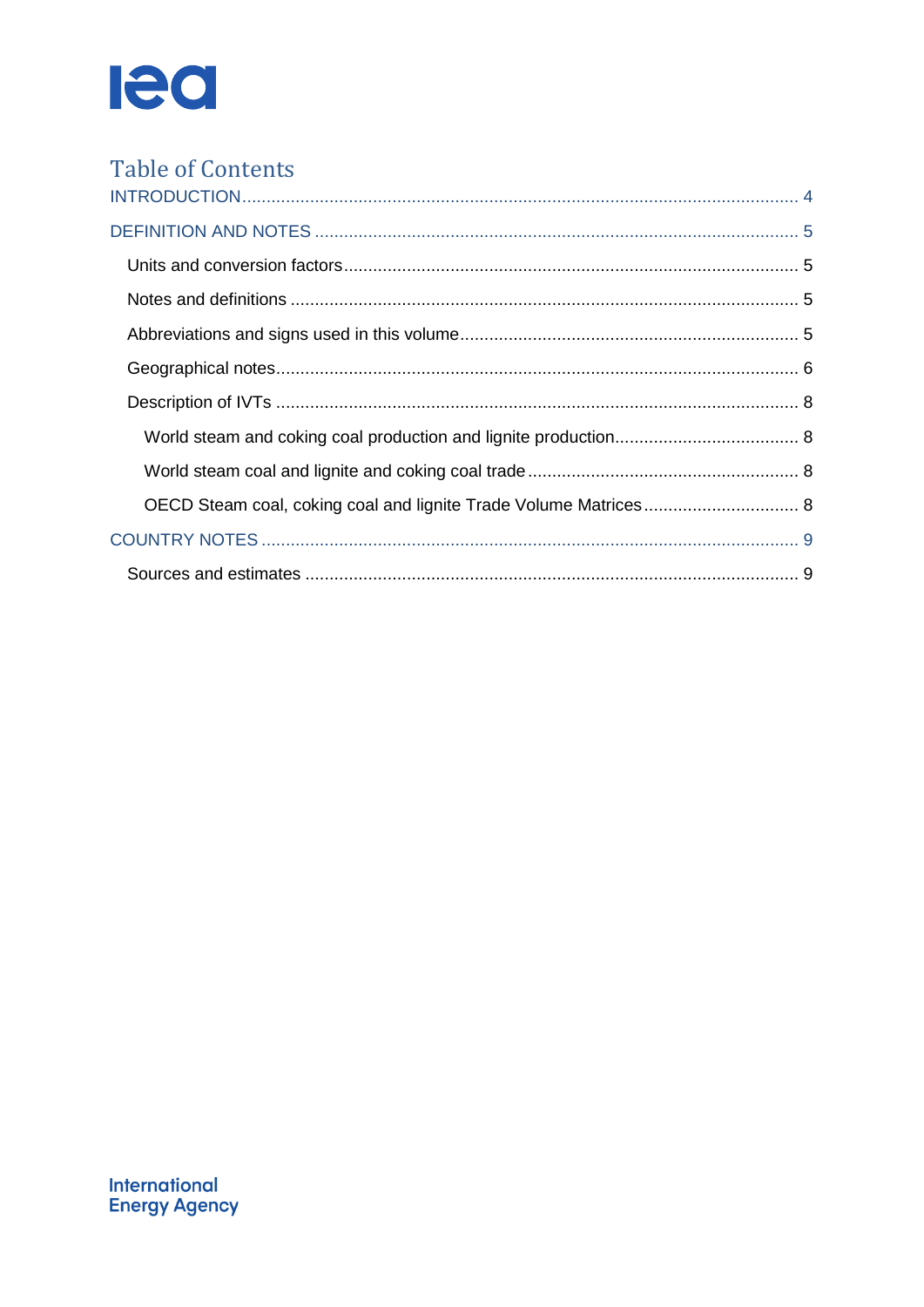# Table of Contents

INTRODUCTION .......... 4

DEFINITION AND NOTES .......... 5

- Units and conversion factors .......... 5
- Notes and definitions .......... 5
- Abbreviations and signs used in this volume .......... 5
- Geographical notes .......... 6
- Description of IVTs .......... 8
  - World steam and coking coal production and lignite production .......... 8
  - World steam coal and lignite and coking coal trade .......... 8
  - OECD Steam coal, coking coal and lignite Trade Volume Matrices .......... 8

COUNTRY NOTES .......... 9

- Sources and estimates .......... 9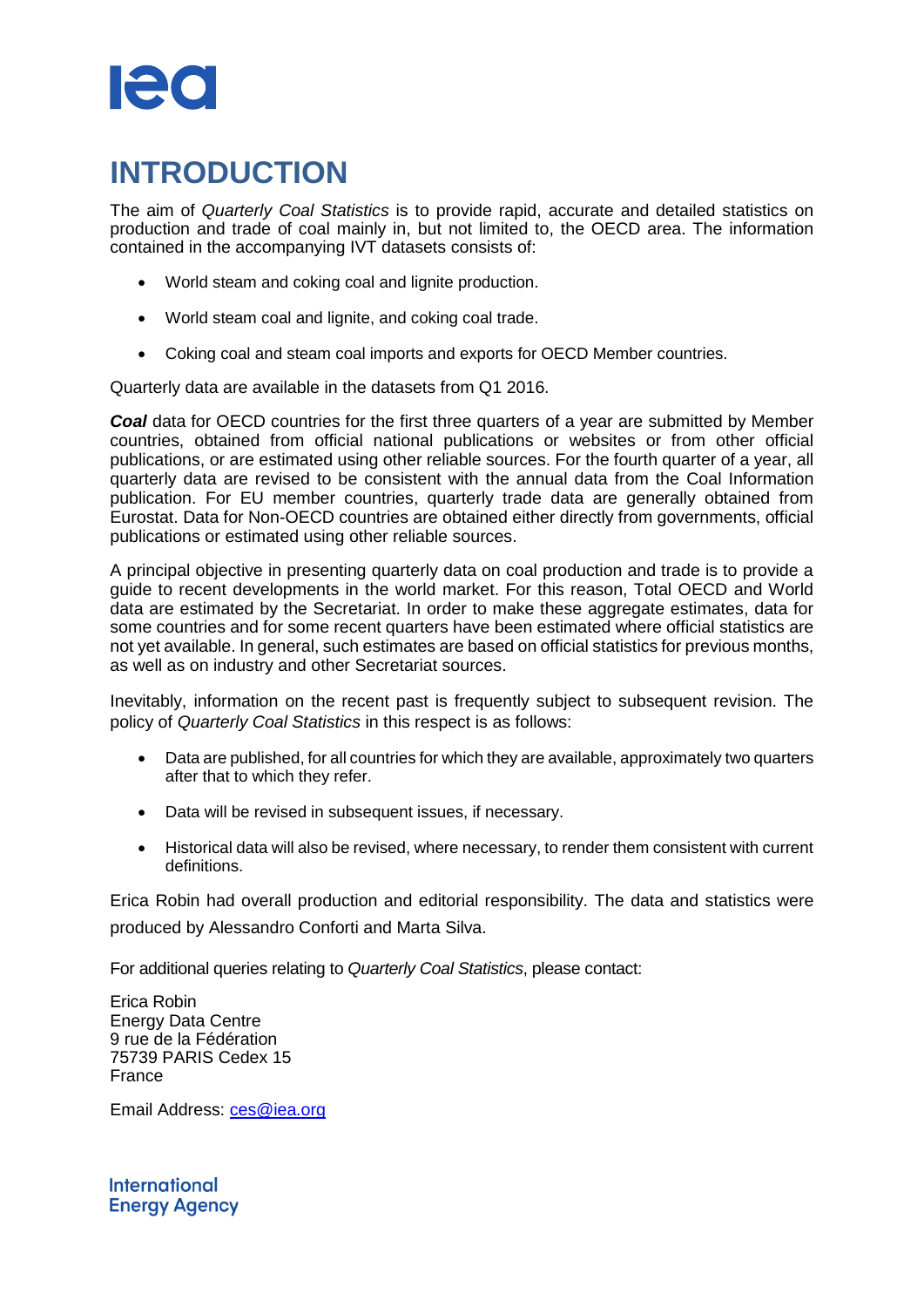# INTRODUCTION

The aim of *Quarterly Coal Statistics* is to provide rapid, accurate and detailed statistics on production and trade of coal mainly in, but not limited to, the OECD area. The information contained in the accompanying IVT datasets consists of:

- World steam and coking coal and lignite production.
- World steam coal and lignite, and coking coal trade.
- Coking coal and steam coal imports and exports for OECD Member countries.

Quarterly data are available in the datasets from Q1 2016.

***Coal*** data for OECD countries for the first three quarters of a year are submitted by Member countries, obtained from official national publications or websites or from other official publications, or are estimated using other reliable sources. For the fourth quarter of a year, all quarterly data are revised to be consistent with the annual data from the Coal Information publication. For EU member countries, quarterly trade data are generally obtained from Eurostat. Data for Non-OECD countries are obtained either directly from governments, official publications or estimated using other reliable sources.

A principal objective in presenting quarterly data on coal production and trade is to provide a guide to recent developments in the world market. For this reason, Total OECD and World data are estimated by the Secretariat. In order to make these aggregate estimates, data for some countries and for some recent quarters have been estimated where official statistics are not yet available. In general, such estimates are based on official statistics for previous months, as well as on industry and other Secretariat sources.

Inevitably, information on the recent past is frequently subject to subsequent revision. The policy of *Quarterly Coal Statistics* in this respect is as follows:

- Data are published, for all countries for which they are available, approximately two quarters after that to which they refer.
- Data will be revised in subsequent issues, if necessary.
- Historical data will also be revised, where necessary, to render them consistent with current definitions.

Erica Robin had overall production and editorial responsibility. The data and statistics were produced by Alessandro Conforti and Marta Silva.

For additional queries relating to *Quarterly Coal Statistics*, please contact:

Erica Robin
Energy Data Centre
9 rue de la Fédération
75739 PARIS Cedex 15
France

Email Address: ces@iea.org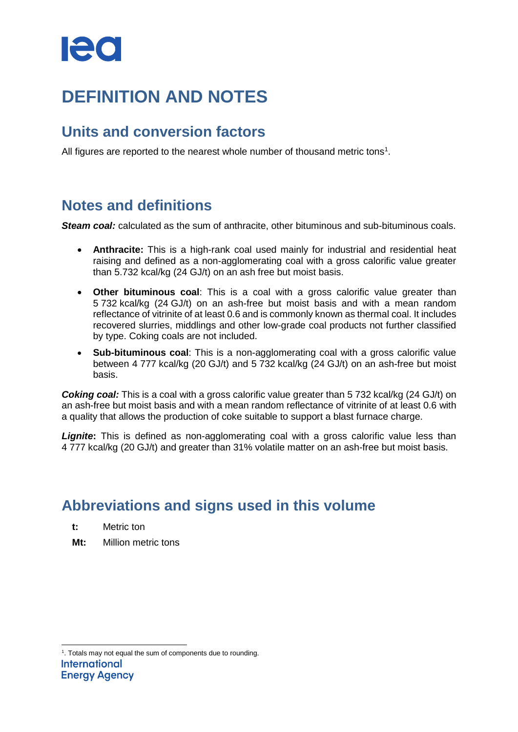# DEFINITION AND NOTES

## Units and conversion factors

All figures are reported to the nearest whole number of thousand metric tons[1].

## Notes and definitions

***Steam coal:*** calculated as the sum of anthracite, other bituminous and sub-bituminous coals.

- **Anthracite:** This is a high-rank coal used mainly for industrial and residential heat raising and defined as a non-agglomerating coal with a gross calorific value greater than 5.732 kcal/kg (24 GJ/t) on an ash free but moist basis.
- **Other bituminous coal**: This is a coal with a gross calorific value greater than 5 732 kcal/kg (24 GJ/t) on an ash-free but moist basis and with a mean random reflectance of vitrinite of at least 0.6 and is commonly known as thermal coal. It includes recovered slurries, middlings and other low-grade coal products not further classified by type. Coking coals are not included.
- **Sub-bituminous coal**: This is a non-agglomerating coal with a gross calorific value between 4 777 kcal/kg (20 GJ/t) and 5 732 kcal/kg (24 GJ/t) on an ash-free but moist basis.

***Coking coal:*** This is a coal with a gross calorific value greater than 5 732 kcal/kg (24 GJ/t) on an ash-free but moist basis and with a mean random reflectance of vitrinite of at least 0.6 with a quality that allows the production of coke suitable to support a blast furnace charge.

***Lignite*:** This is defined as non-agglomerating coal with a gross calorific value less than 4 777 kcal/kg (20 GJ/t) and greater than 31% volatile matter on an ash-free but moist basis.

## Abbreviations and signs used in this volume

**t:** Metric ton

**Mt:** Million metric tons

[1]. Totals may not equal the sum of components due to rounding.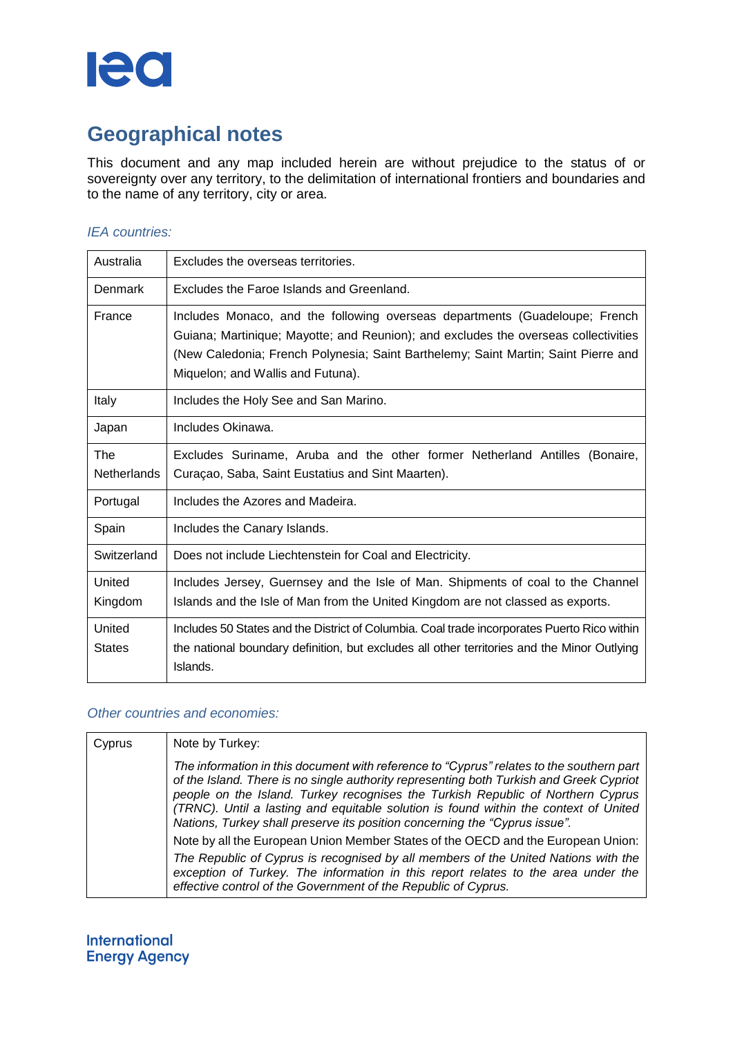# Geographical notes

This document and any map included herein are without prejudice to the status of or sovereignty over any territory, to the delimitation of international frontiers and boundaries and to the name of any territory, city or area.

*IEA countries:*

| | |
|---|---|
| Australia | Excludes the overseas territories. |
| Denmark | Excludes the Faroe Islands and Greenland. |
| France | Includes Monaco, and the following overseas departments (Guadeloupe; French Guiana; Martinique; Mayotte; and Reunion); and excludes the overseas collectivities (New Caledonia; French Polynesia; Saint Barthelemy; Saint Martin; Saint Pierre and Miquelon; and Wallis and Futuna). |
| Italy | Includes the Holy See and San Marino. |
| Japan | Includes Okinawa. |
| The Netherlands | Excludes Suriname, Aruba and the other former Netherland Antilles (Bonaire, Curaçao, Saba, Saint Eustatius and Sint Maarten). |
| Portugal | Includes the Azores and Madeira. |
| Spain | Includes the Canary Islands. |
| Switzerland | Does not include Liechtenstein for Coal and Electricity. |
| United Kingdom | Includes Jersey, Guernsey and the Isle of Man. Shipments of coal to the Channel Islands and the Isle of Man from the United Kingdom are not classed as exports. |
| United States | Includes 50 States and the District of Columbia. Coal trade incorporates Puerto Rico within the national boundary definition, but excludes all other territories and the Minor Outlying Islands. |

*Other countries and economies:*

| | |
|---|---|
| Cyprus | Note by Turkey: *The information in this document with reference to "Cyprus" relates to the southern part of the Island. There is no single authority representing both Turkish and Greek Cypriot people on the Island. Turkey recognises the Turkish Republic of Northern Cyprus (TRNC). Until a lasting and equitable solution is found within the context of United Nations, Turkey shall preserve its position concerning the "Cyprus issue".* Note by all the European Union Member States of the OECD and the European Union: *The Republic of Cyprus is recognised by all members of the United Nations with the exception of Turkey. The information in this report relates to the area under the effective control of the Government of the Republic of Cyprus.* |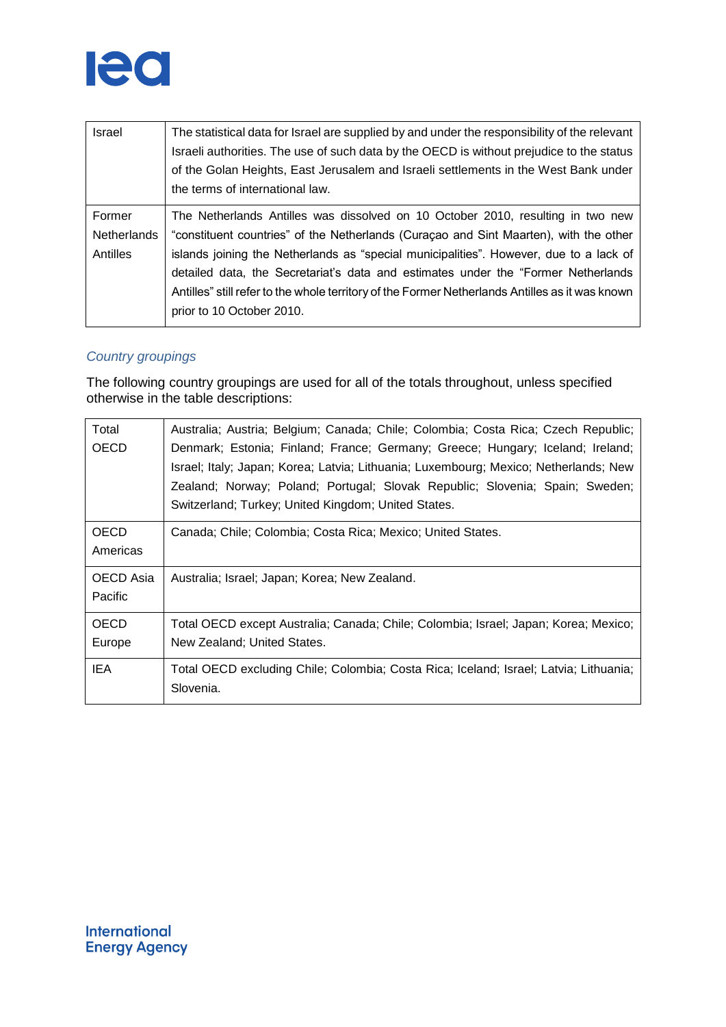| | |
|---|---|
| Israel | The statistical data for Israel are supplied by and under the responsibility of the relevant Israeli authorities. The use of such data by the OECD is without prejudice to the status of the Golan Heights, East Jerusalem and Israeli settlements in the West Bank under the terms of international law. |
| Former Netherlands Antilles | The Netherlands Antilles was dissolved on 10 October 2010, resulting in two new "constituent countries" of the Netherlands (Curaçao and Sint Maarten), with the other islands joining the Netherlands as "special municipalities". However, due to a lack of detailed data, the Secretariat's data and estimates under the "Former Netherlands Antilles" still refer to the whole territory of the Former Netherlands Antilles as it was known prior to 10 October 2010. |

### *Country groupings*

The following country groupings are used for all of the totals throughout, unless specified otherwise in the table descriptions:

| | |
|---|---|
| Total OECD | Australia; Austria; Belgium; Canada; Chile; Colombia; Costa Rica; Czech Republic; Denmark; Estonia; Finland; France; Germany; Greece; Hungary; Iceland; Ireland; Israel; Italy; Japan; Korea; Latvia; Lithuania; Luxembourg; Mexico; Netherlands; New Zealand; Norway; Poland; Portugal; Slovak Republic; Slovenia; Spain; Sweden; Switzerland; Turkey; United Kingdom; United States. |
| OECD Americas | Canada; Chile; Colombia; Costa Rica; Mexico; United States. |
| OECD Asia Pacific | Australia; Israel; Japan; Korea; New Zealand. |
| OECD Europe | Total OECD except Australia; Canada; Chile; Colombia; Israel; Japan; Korea; Mexico; New Zealand; United States. |
| IEA | Total OECD excluding Chile; Colombia; Costa Rica; Iceland; Israel; Latvia; Lithuania; Slovenia. |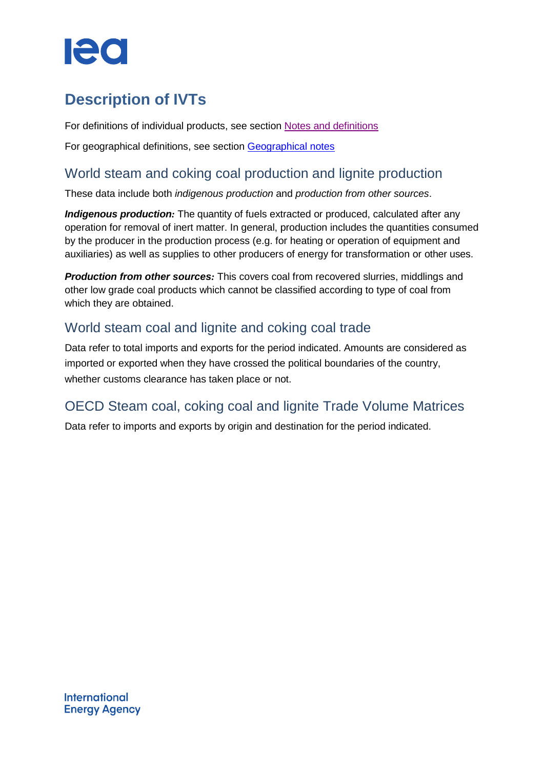# Description of IVTs

For definitions of individual products, see section [Notes and definitions]

For geographical definitions, see section [Geographical notes]

## World steam and coking coal production and lignite production

These data include both *indigenous production* and *production from other sources*.

***Indigenous production:*** The quantity of fuels extracted or produced, calculated after any operation for removal of inert matter. In general, production includes the quantities consumed by the producer in the production process (e.g. for heating or operation of equipment and auxiliaries) as well as supplies to other producers of energy for transformation or other uses.

***Production from other sources:*** This covers coal from recovered slurries, middlings and other low grade coal products which cannot be classified according to type of coal from which they are obtained.

## World steam coal and lignite and coking coal trade

Data refer to total imports and exports for the period indicated. Amounts are considered as imported or exported when they have crossed the political boundaries of the country, whether customs clearance has taken place or not.

## OECD Steam coal, coking coal and lignite Trade Volume Matrices

Data refer to imports and exports by origin and destination for the period indicated.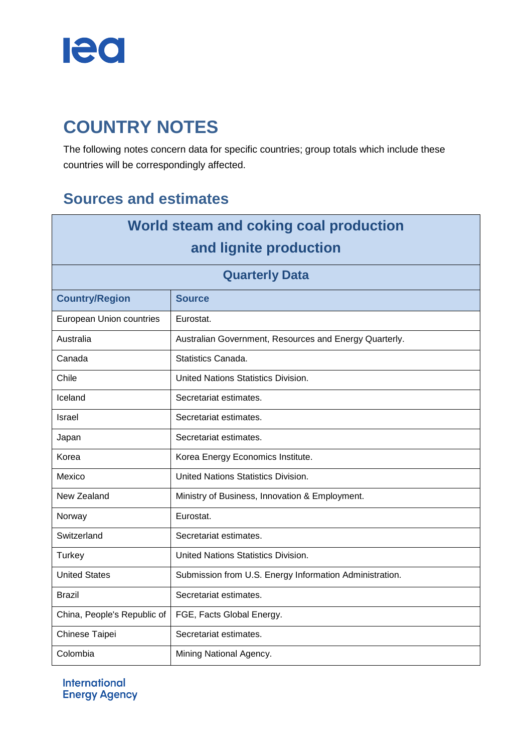# COUNTRY NOTES

The following notes concern data for specific countries; group totals which include these countries will be correspondingly affected.

## Sources and estimates

| World steam and coking coal production and lignite production | |
|---|---|
| **Quarterly Data** | |
| **Country/Region** | **Source** |
| European Union countries | Eurostat. |
| Australia | Australian Government, Resources and Energy Quarterly. |
| Canada | Statistics Canada. |
| Chile | United Nations Statistics Division. |
| Iceland | Secretariat estimates. |
| Israel | Secretariat estimates. |
| Japan | Secretariat estimates. |
| Korea | Korea Energy Economics Institute. |
| Mexico | United Nations Statistics Division. |
| New Zealand | Ministry of Business, Innovation & Employment. |
| Norway | Eurostat. |
| Switzerland | Secretariat estimates. |
| Turkey | United Nations Statistics Division. |
| United States | Submission from U.S. Energy Information Administration. |
| Brazil | Secretariat estimates. |
| China, People's Republic of | FGE, Facts Global Energy. |
| Chinese Taipei | Secretariat estimates. |
| Colombia | Mining National Agency. |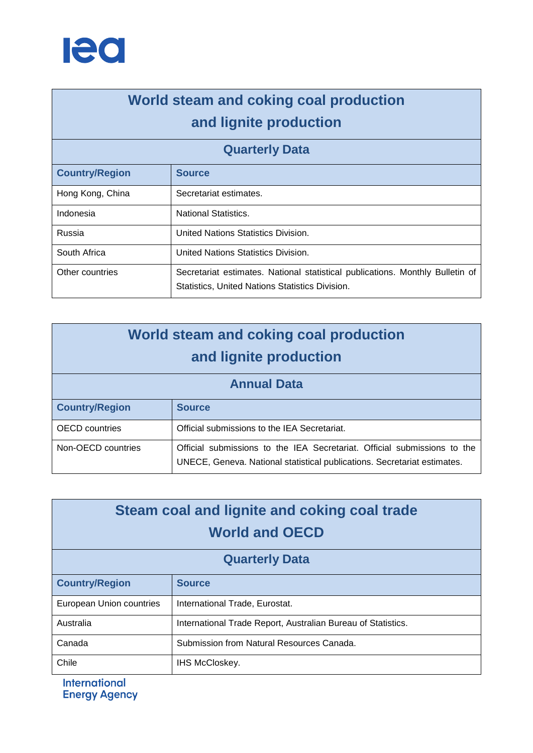## World steam and coking coal production and lignite production

### Quarterly Data

| Country/Region | Source |
| --- | --- |
| Hong Kong, China | Secretariat estimates. |
| Indonesia | National Statistics. |
| Russia | United Nations Statistics Division. |
| South Africa | United Nations Statistics Division. |
| Other countries | Secretariat estimates. National statistical publications. Monthly Bulletin of Statistics, United Nations Statistics Division. |

## World steam and coking coal production and lignite production

### Annual Data

| Country/Region | Source |
| --- | --- |
| OECD countries | Official submissions to the IEA Secretariat. |
| Non-OECD countries | Official submissions to the IEA Secretariat. Official submissions to the UNECE, Geneva. National statistical publications. Secretariat estimates. |

## Steam coal and lignite and coking coal trade World and OECD

### Quarterly Data

| Country/Region | Source |
| --- | --- |
| European Union countries | International Trade, Eurostat. |
| Australia | International Trade Report, Australian Bureau of Statistics. |
| Canada | Submission from Natural Resources Canada. |
| Chile | IHS McCloskey. |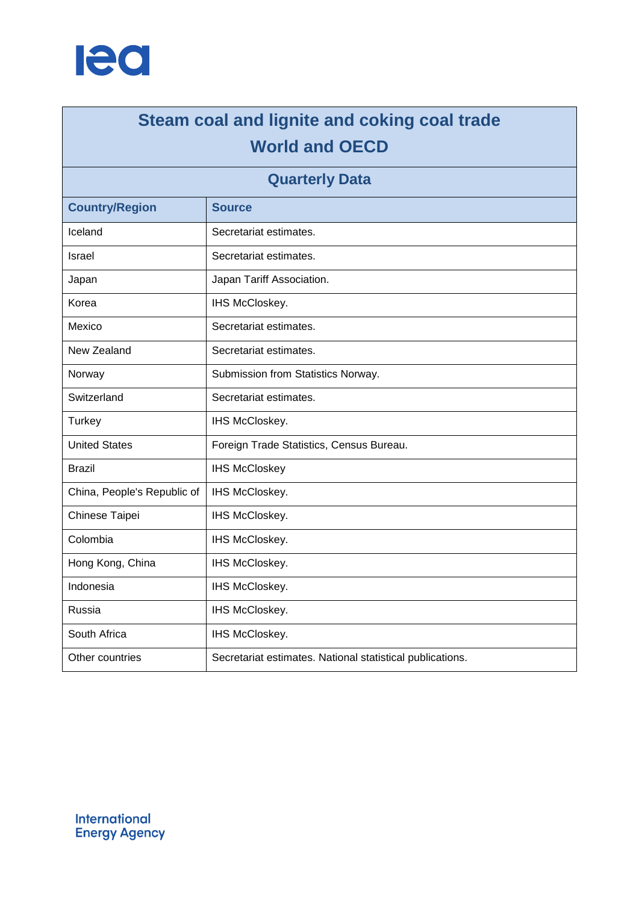# Steam coal and lignite and coking coal trade
# World and OECD

## Quarterly Data

| Country/Region | Source |
|---|---|
| Iceland | Secretariat estimates. |
| Israel | Secretariat estimates. |
| Japan | Japan Tariff Association. |
| Korea | IHS McCloskey. |
| Mexico | Secretariat estimates. |
| New Zealand | Secretariat estimates. |
| Norway | Submission from Statistics Norway. |
| Switzerland | Secretariat estimates. |
| Turkey | IHS McCloskey. |
| United States | Foreign Trade Statistics, Census Bureau. |
| Brazil | IHS McCloskey |
| China, People's Republic of | IHS McCloskey. |
| Chinese Taipei | IHS McCloskey. |
| Colombia | IHS McCloskey. |
| Hong Kong, China | IHS McCloskey. |
| Indonesia | IHS McCloskey. |
| Russia | IHS McCloskey. |
| South Africa | IHS McCloskey. |
| Other countries | Secretariat estimates. National statistical publications. |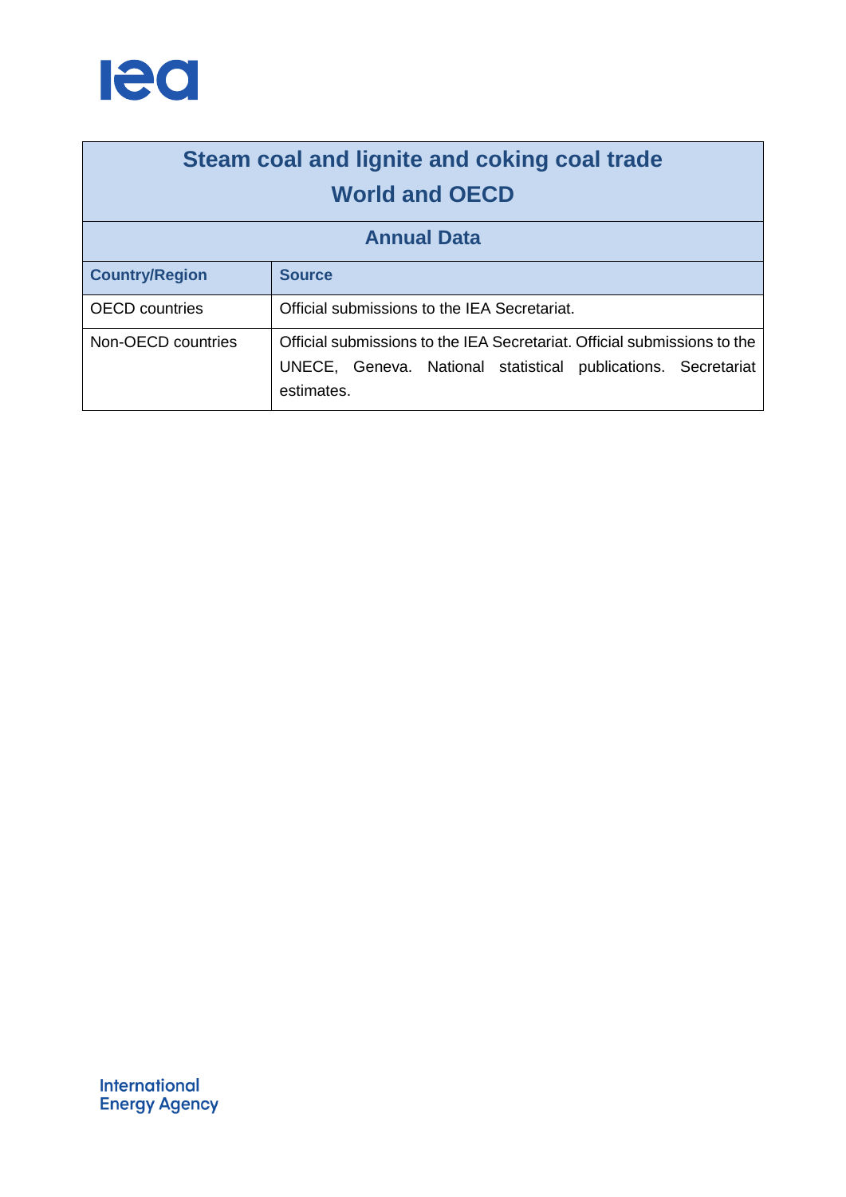| Steam coal and lignite and coking coal trade World and OECD | |
|---|---|
| **Annual Data** | |
| **Country/Region** | **Source** |
| OECD countries | Official submissions to the IEA Secretariat. |
| Non-OECD countries | Official submissions to the IEA Secretariat. Official submissions to the UNECE, Geneva. National statistical publications. Secretariat estimates. |